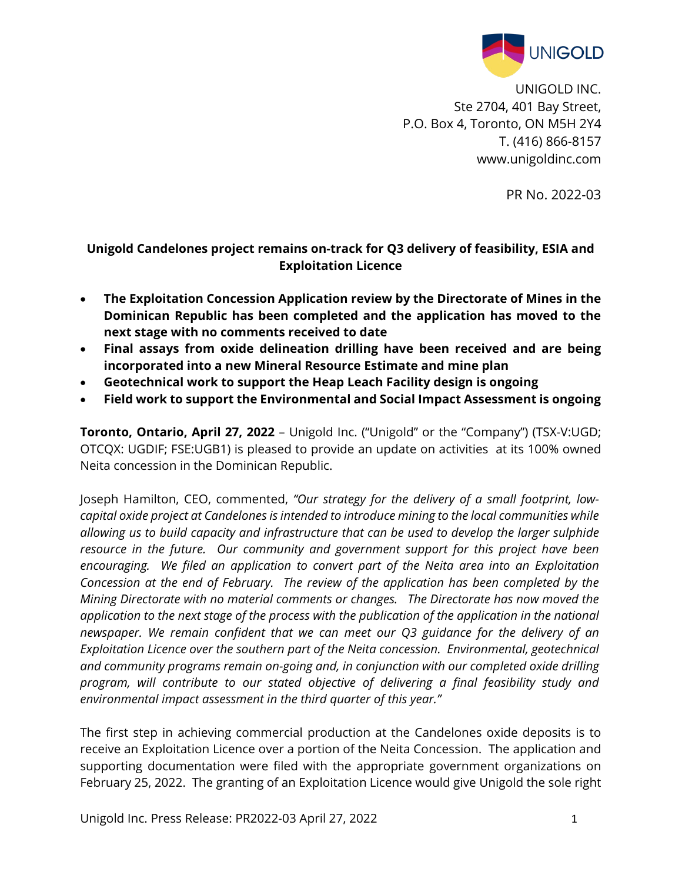UNIGOLD INC.
Ste 2704, 401 Bay Street,
P.O. Box 4, Toronto, ON M5H 2Y4
T. (416) 866-8157
www.unigoldinc.com

PR No. 2022-03

## Unigold Candelones project remains on-track for Q3 delivery of feasibility, ESIA and Exploitation Licence

- **The Exploitation Concession Application review by the Directorate of Mines in the Dominican Republic has been completed and the application has moved to the next stage with no comments received to date**
- **Final assays from oxide delineation drilling have been received and are being incorporated into a new Mineral Resource Estimate and mine plan**
- **Geotechnical work to support the Heap Leach Facility design is ongoing**
- **Field work to support the Environmental and Social Impact Assessment is ongoing**

**Toronto, Ontario, April 27, 2022** – Unigold Inc. ("Unigold" or the "Company") (TSX-V:UGD; OTCQX: UGDIF; FSE:UGB1) is pleased to provide an update on activities at its 100% owned Neita concession in the Dominican Republic.

Joseph Hamilton, CEO, commented, *"Our strategy for the delivery of a small footprint, low-capital oxide project at Candelones is intended to introduce mining to the local communities while allowing us to build capacity and infrastructure that can be used to develop the larger sulphide resource in the future. Our community and government support for this project have been encouraging. We filed an application to convert part of the Neita area into an Exploitation Concession at the end of February. The review of the application has been completed by the Mining Directorate with no material comments or changes. The Directorate has now moved the application to the next stage of the process with the publication of the application in the national newspaper. We remain confident that we can meet our Q3 guidance for the delivery of an Exploitation Licence over the southern part of the Neita concession. Environmental, geotechnical and community programs remain on-going and, in conjunction with our completed oxide drilling program, will contribute to our stated objective of delivering a final feasibility study and environmental impact assessment in the third quarter of this year."*

The first step in achieving commercial production at the Candelones oxide deposits is to receive an Exploitation Licence over a portion of the Neita Concession. The application and supporting documentation were filed with the appropriate government organizations on February 25, 2022. The granting of an Exploitation Licence would give Unigold the sole right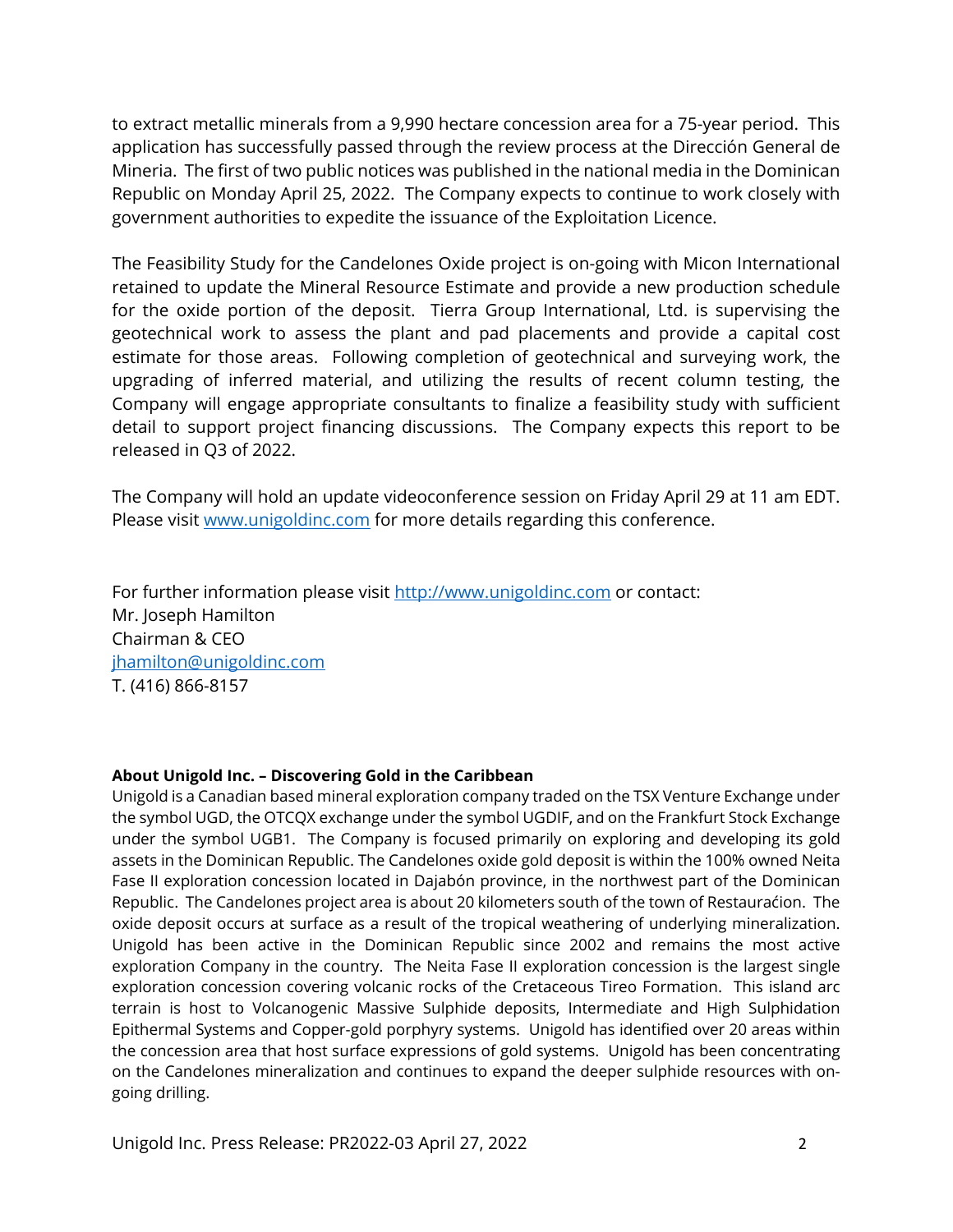to extract metallic minerals from a 9,990 hectare concession area for a 75-year period. This application has successfully passed through the review process at the Dirección General de Mineria. The first of two public notices was published in the national media in the Dominican Republic on Monday April 25, 2022. The Company expects to continue to work closely with government authorities to expedite the issuance of the Exploitation Licence.

The Feasibility Study for the Candelones Oxide project is on-going with Micon International retained to update the Mineral Resource Estimate and provide a new production schedule for the oxide portion of the deposit. Tierra Group International, Ltd. is supervising the geotechnical work to assess the plant and pad placements and provide a capital cost estimate for those areas. Following completion of geotechnical and surveying work, the upgrading of inferred material, and utilizing the results of recent column testing, the Company will engage appropriate consultants to finalize a feasibility study with sufficient detail to support project financing discussions. The Company expects this report to be released in Q3 of 2022.

The Company will hold an update videoconference session on Friday April 29 at 11 am EDT. Please visit www.unigoldinc.com for more details regarding this conference.

For further information please visit http://www.unigoldinc.com or contact:
Mr. Joseph Hamilton
Chairman & CEO
jhamilton@unigoldinc.com
T. (416) 866-8157

**About Unigold Inc. – Discovering Gold in the Caribbean**

Unigold is a Canadian based mineral exploration company traded on the TSX Venture Exchange under the symbol UGD, the OTCQX exchange under the symbol UGDIF, and on the Frankfurt Stock Exchange under the symbol UGB1. The Company is focused primarily on exploring and developing its gold assets in the Dominican Republic. The Candelones oxide gold deposit is within the 100% owned Neita Fase II exploration concession located in Dajabón province, in the northwest part of the Dominican Republic. The Candelones project area is about 20 kilometers south of the town of Restauraćion. The oxide deposit occurs at surface as a result of the tropical weathering of underlying mineralization. Unigold has been active in the Dominican Republic since 2002 and remains the most active exploration Company in the country. The Neita Fase II exploration concession is the largest single exploration concession covering volcanic rocks of the Cretaceous Tireo Formation. This island arc terrain is host to Volcanogenic Massive Sulphide deposits, Intermediate and High Sulphidation Epithermal Systems and Copper-gold porphyry systems. Unigold has identified over 20 areas within the concession area that host surface expressions of gold systems. Unigold has been concentrating on the Candelones mineralization and continues to expand the deeper sulphide resources with on-going drilling.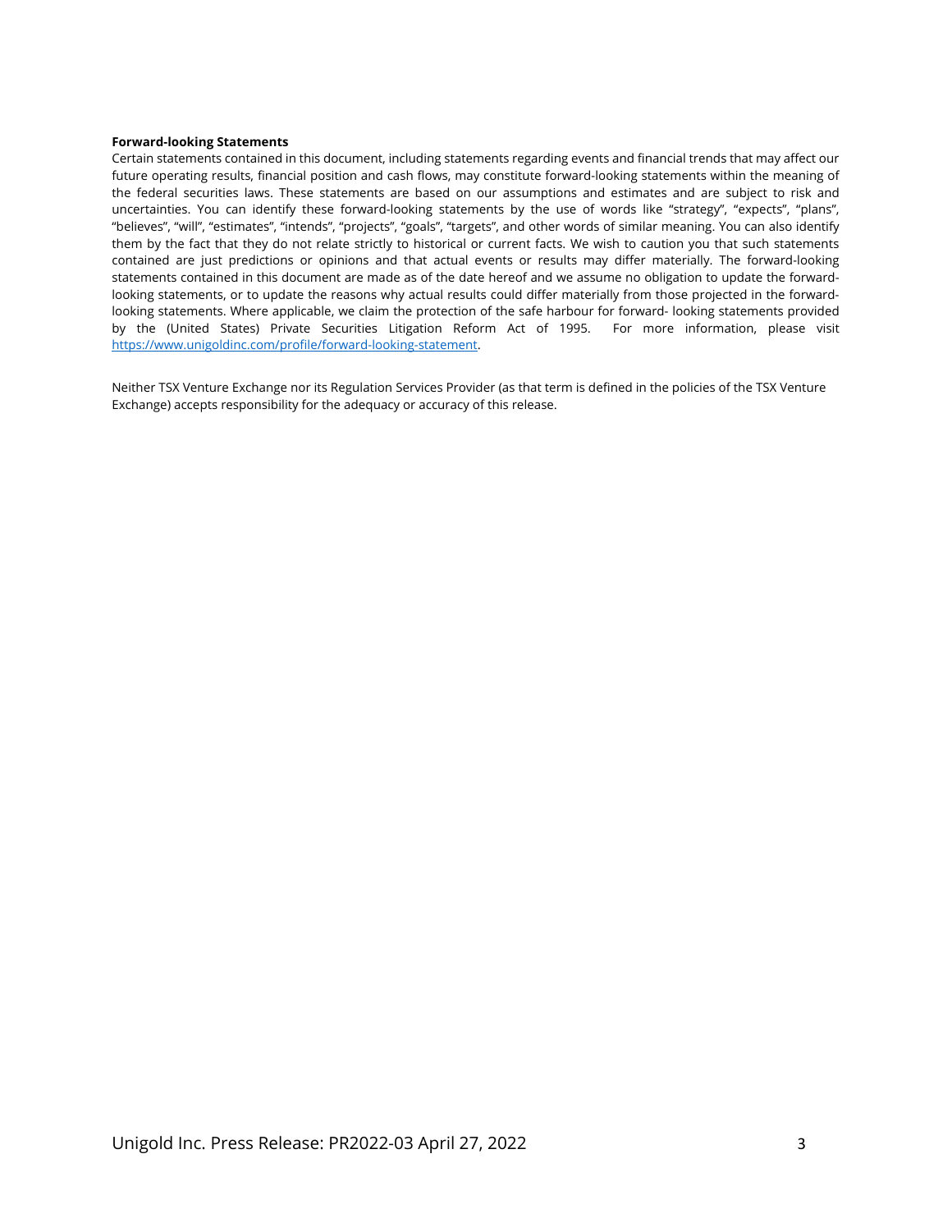**Forward-looking Statements**

Certain statements contained in this document, including statements regarding events and financial trends that may affect our future operating results, financial position and cash flows, may constitute forward-looking statements within the meaning of the federal securities laws. These statements are based on our assumptions and estimates and are subject to risk and uncertainties. You can identify these forward-looking statements by the use of words like "strategy", "expects", "plans", "believes", "will", "estimates", "intends", "projects", "goals", "targets", and other words of similar meaning. You can also identify them by the fact that they do not relate strictly to historical or current facts. We wish to caution you that such statements contained are just predictions or opinions and that actual events or results may differ materially. The forward-looking statements contained in this document are made as of the date hereof and we assume no obligation to update the forward-looking statements, or to update the reasons why actual results could differ materially from those projected in the forward-looking statements. Where applicable, we claim the protection of the safe harbour for forward- looking statements provided by the (United States) Private Securities Litigation Reform Act of 1995. For more information, please visit [https://www.unigoldinc.com/profile/forward-looking-statement](https://www.unigoldinc.com/profile/forward-looking-statement).

Neither TSX Venture Exchange nor its Regulation Services Provider (as that term is defined in the policies of the TSX Venture Exchange) accepts responsibility for the adequacy or accuracy of this release.